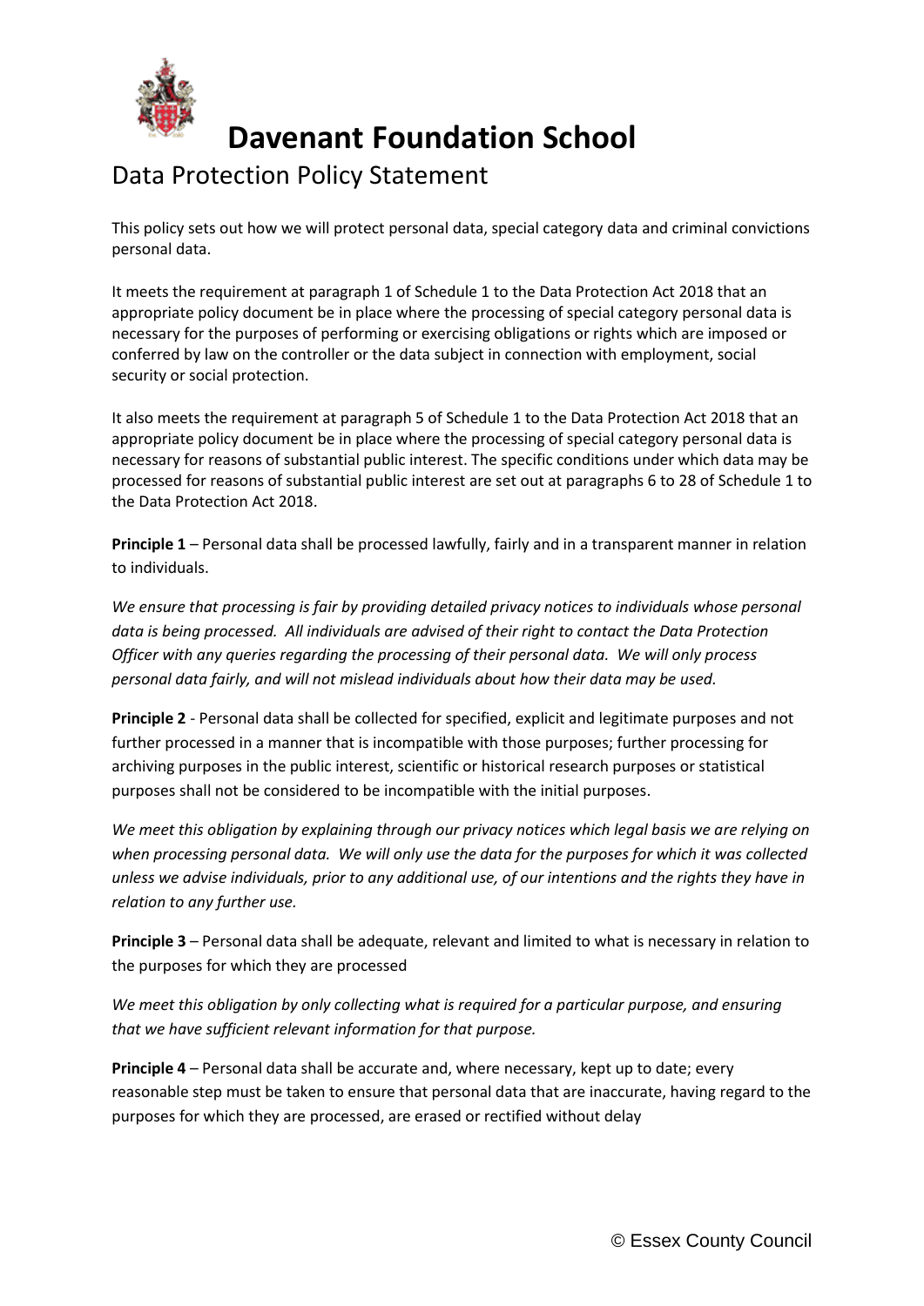# Davenant Foundation School

## Data Protection Policy Statement

This policy sets out how we will protect personal data, special category data and criminal convictions personal data.

It meets the requirement at paragraph 1 of Schedule 1 to the Data Protection Act 2018 that an appropriate policy document be in place where the processing of special category personal data is necessary for the purposes of performing or exercising obligations or rights which are imposed or conferred by law on the controller or the data subject in connection with employment, social security or social protection.

It also meets the requirement at paragraph 5 of Schedule 1 to the Data Protection Act 2018 that an appropriate policy document be in place where the processing of special category personal data is necessary for reasons of substantial public interest. The specific conditions under which data may be processed for reasons of substantial public interest are set out at paragraphs 6 to 28 of Schedule 1 to the Data Protection Act 2018.

**Principle 1** – Personal data shall be processed lawfully, fairly and in a transparent manner in relation to individuals.

*We ensure that processing is fair by providing detailed privacy notices to individuals whose personal data is being processed. All individuals are advised of their right to contact the Data Protection Officer with any queries regarding the processing of their personal data. We will only process personal data fairly, and will not mislead individuals about how their data may be used.*

**Principle 2** - Personal data shall be collected for specified, explicit and legitimate purposes and not further processed in a manner that is incompatible with those purposes; further processing for archiving purposes in the public interest, scientific or historical research purposes or statistical purposes shall not be considered to be incompatible with the initial purposes.

*We meet this obligation by explaining through our privacy notices which legal basis we are relying on when processing personal data. We will only use the data for the purposes for which it was collected unless we advise individuals, prior to any additional use, of our intentions and the rights they have in relation to any further use.*

**Principle 3** – Personal data shall be adequate, relevant and limited to what is necessary in relation to the purposes for which they are processed

*We meet this obligation by only collecting what is required for a particular purpose, and ensuring that we have sufficient relevant information for that purpose.*

**Principle 4** – Personal data shall be accurate and, where necessary, kept up to date; every reasonable step must be taken to ensure that personal data that are inaccurate, having regard to the purposes for which they are processed, are erased or rectified without delay

© Essex County Council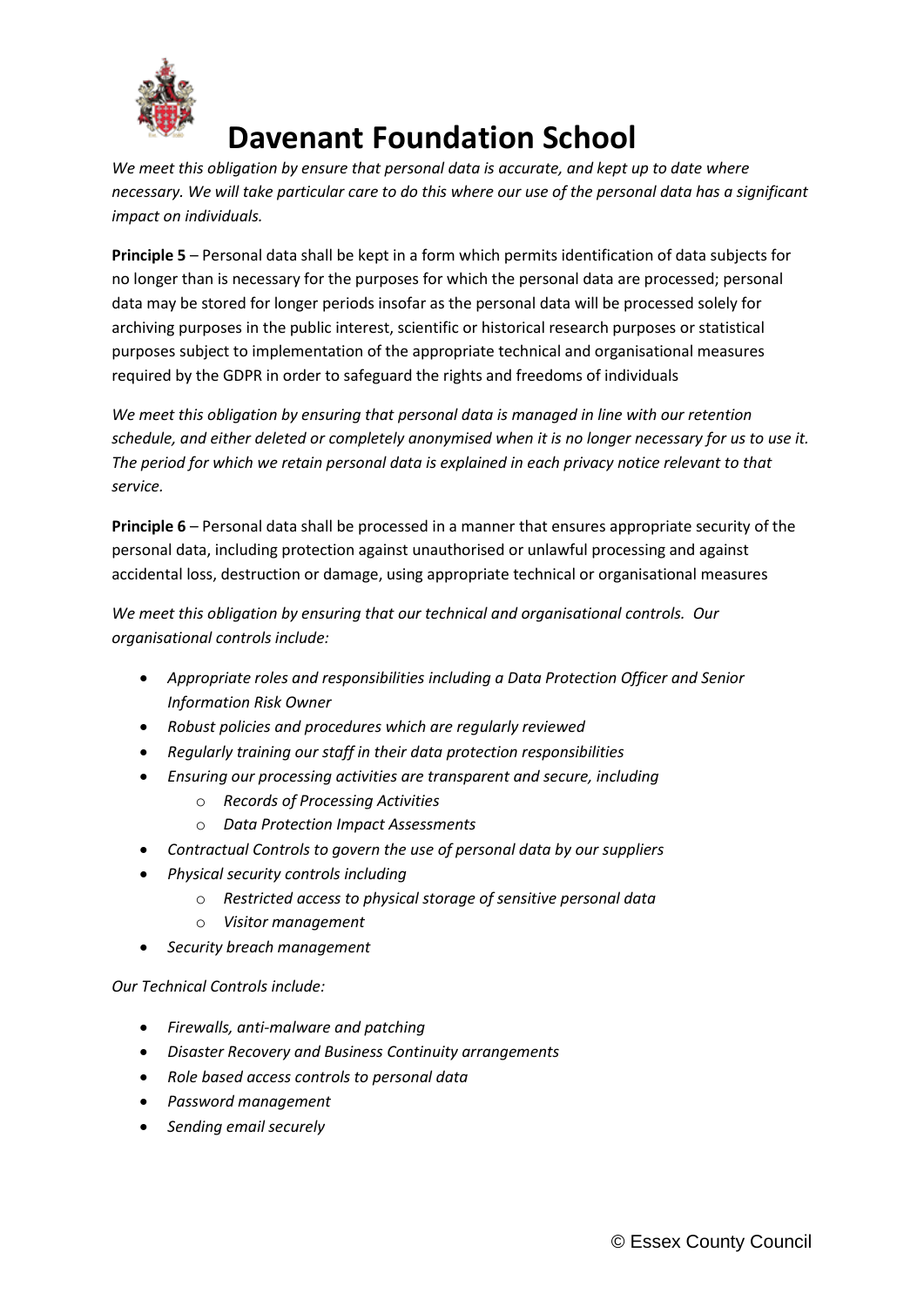*We meet this obligation by ensure that personal data is accurate, and kept up to date where necessary. We will take particular care to do this where our use of the personal data has a significant impact on individuals.*

**Principle 5** – Personal data shall be kept in a form which permits identification of data subjects for no longer than is necessary for the purposes for which the personal data are processed; personal data may be stored for longer periods insofar as the personal data will be processed solely for archiving purposes in the public interest, scientific or historical research purposes or statistical purposes subject to implementation of the appropriate technical and organisational measures required by the GDPR in order to safeguard the rights and freedoms of individuals

*We meet this obligation by ensuring that personal data is managed in line with our retention schedule, and either deleted or completely anonymised when it is no longer necessary for us to use it. The period for which we retain personal data is explained in each privacy notice relevant to that service.*

**Principle 6** – Personal data shall be processed in a manner that ensures appropriate security of the personal data, including protection against unauthorised or unlawful processing and against accidental loss, destruction or damage, using appropriate technical or organisational measures

*We meet this obligation by ensuring that our technical and organisational controls. Our organisational controls include:*

- *Appropriate roles and responsibilities including a Data Protection Officer and Senior Information Risk Owner*
- *Robust policies and procedures which are regularly reviewed*
- *Regularly training our staff in their data protection responsibilities*
- *Ensuring our processing activities are transparent and secure, including*
  - *Records of Processing Activities*
  - *Data Protection Impact Assessments*
- *Contractual Controls to govern the use of personal data by our suppliers*
- *Physical security controls including*
  - *Restricted access to physical storage of sensitive personal data*
  - *Visitor management*
- *Security breach management*

*Our Technical Controls include:*

- *Firewalls, anti-malware and patching*
- *Disaster Recovery and Business Continuity arrangements*
- *Role based access controls to personal data*
- *Password management*
- *Sending email securely*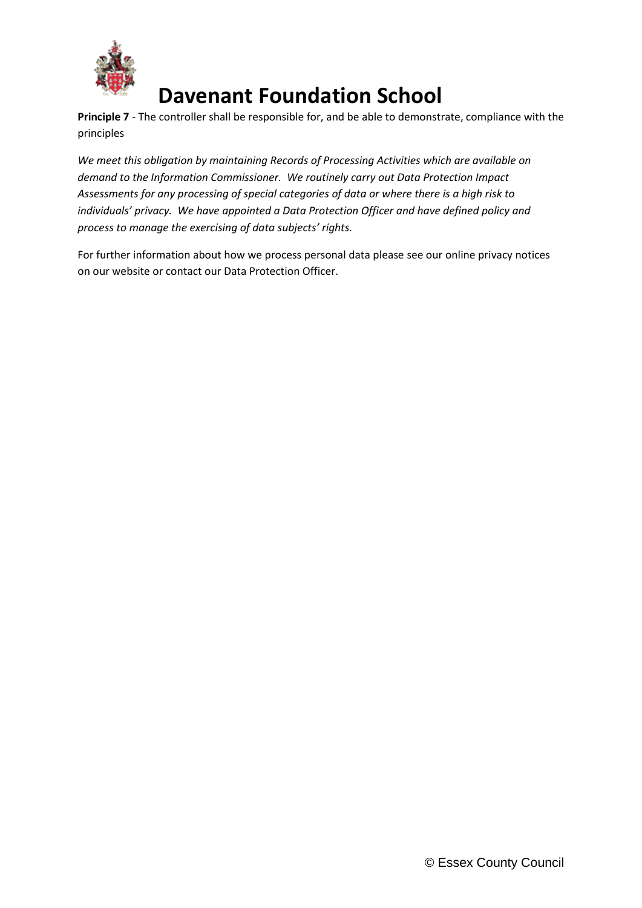# Davenant Foundation School

**Principle 7** - The controller shall be responsible for, and be able to demonstrate, compliance with the principles

*We meet this obligation by maintaining Records of Processing Activities which are available on demand to the Information Commissioner. We routinely carry out Data Protection Impact Assessments for any processing of special categories of data or where there is a high risk to individuals' privacy. We have appointed a Data Protection Officer and have defined policy and process to manage the exercising of data subjects' rights.*

For further information about how we process personal data please see our online privacy notices on our website or contact our Data Protection Officer.